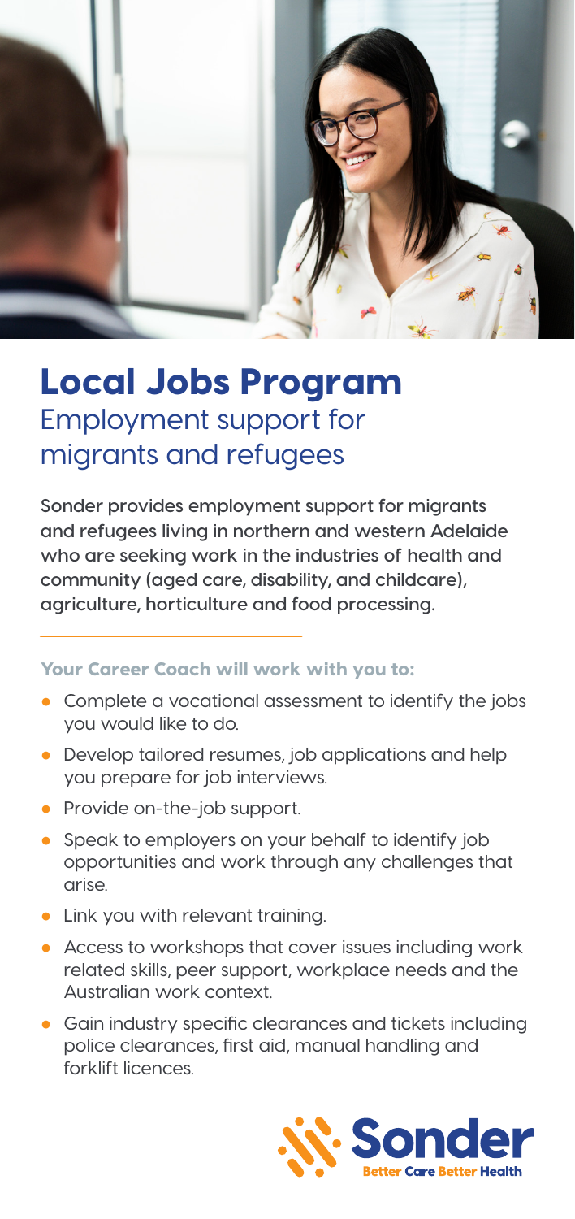# Local Jobs Program

## Employment support for migrants and refugees

**Sonder provides employment support for migrants and refugees living in northern and western Adelaide who are seeking work in the industries of health and community (aged care, disability, and childcare), agriculture, horticulture and food processing.**

### Your Career Coach will work with you to:

- Complete a vocational assessment to identify the jobs you would like to do.
- Develop tailored resumes, job applications and help you prepare for job interviews.
- Provide on-the-job support.
- Speak to employers on your behalf to identify job opportunities and work through any challenges that arise.
- Link you with relevant training.
- Access to workshops that cover issues including work related skills, peer support, workplace needs and the Australian work context.
- Gain industry specific clearances and tickets including police clearances, first aid, manual handling and forklift licences.

Sonder
Better Care Better Health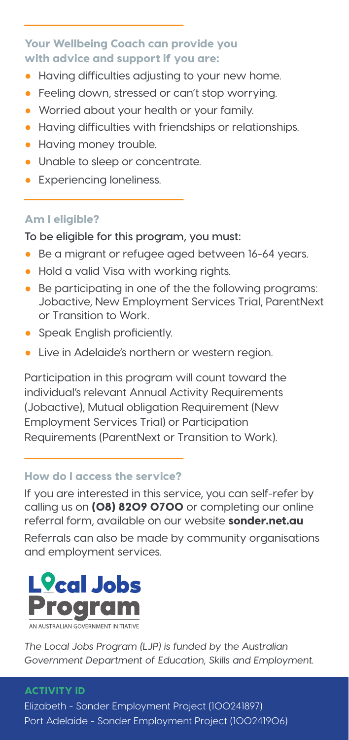### Your Wellbeing Coach can provide you with advice and support if you are:

- Having difficulties adjusting to your new home.
- Feeling down, stressed or can't stop worrying.
- Worried about your health or your family.
- Having difficulties with friendships or relationships.
- Having money trouble.
- Unable to sleep or concentrate.
- Experiencing loneliness.

### Am I eligible?

To be eligible for this program, you must:

- Be a migrant or refugee aged between 16-64 years.
- Hold a valid Visa with working rights.
- Be participating in one of the the following programs: Jobactive, New Employment Services Trial, ParentNext or Transition to Work.
- Speak English proficiently.
- Live in Adelaide's northern or western region.

Participation in this program will count toward the individual's relevant Annual Activity Requirements (Jobactive), Mutual obligation Requirement (New Employment Services Trial) or Participation Requirements (ParentNext or Transition to Work).

### How do I access the service?

If you are interested in this service, you can self-refer by calling us on **(08) 8209 0700** or completing our online referral form, available on our website **sonder.net.au**

Referrals can also be made by community organisations and employment services.

Local Jobs Program

AN AUSTRALIAN GOVERNMENT INITIATIVE

*The Local Jobs Program (LJP) is funded by the Australian Government Department of Education, Skills and Employment.*

**ACTIVITY ID**

Elizabeth - Sonder Employment Project (100241897)

Port Adelaide - Sonder Employment Project (100241906)